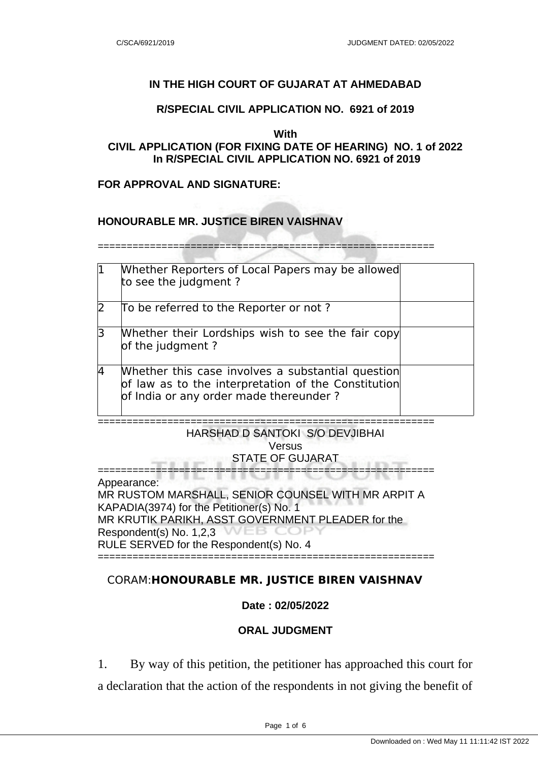**IN THE HIGH COURT OF GUJARAT AT AHMEDABAD**

**R/SPECIAL CIVIL APPLICATION NO. 6921 of 2019**

**With**
**CIVIL APPLICATION (FOR FIXING DATE OF HEARING) NO. 1 of 2022**
**In R/SPECIAL CIVIL APPLICATION NO. 6921 of 2019**

**FOR APPROVAL AND SIGNATURE:**

**HONOURABLE MR. JUSTICE BIREN VAISHNAV**

==========================================================

| | | |
|---|---|---|
| 1 | Whether Reporters of Local Papers may be allowed to see the judgment ? | |
| 2 | To be referred to the Reporter or not ? | |
| 3 | Whether their Lordships wish to see the fair copy of the judgment ? | |
| 4 | Whether this case involves a substantial question of law as to the interpretation of the Constitution of India or any order made thereunder ? | |

==========================================================

HARSHAD D SANTOKI S/O DEVJIBHAI
Versus
STATE OF GUJARAT

==========================================================

Appearance:
MR RUSTOM MARSHALL, SENIOR COUNSEL WITH MR ARPIT A KAPADIA(3974) for the Petitioner(s) No. 1
MR KRUTIK PARIKH, ASST GOVERNMENT PLEADER for the Respondent(s) No. 1,2,3
RULE SERVED for the Respondent(s) No. 4

==========================================================

CORAM:**HONOURABLE MR. JUSTICE BIREN VAISHNAV**

**Date : 02/05/2022**

**ORAL JUDGMENT**

1. By way of this petition, the petitioner has approached this court for a declaration that the action of the respondents in not giving the benefit of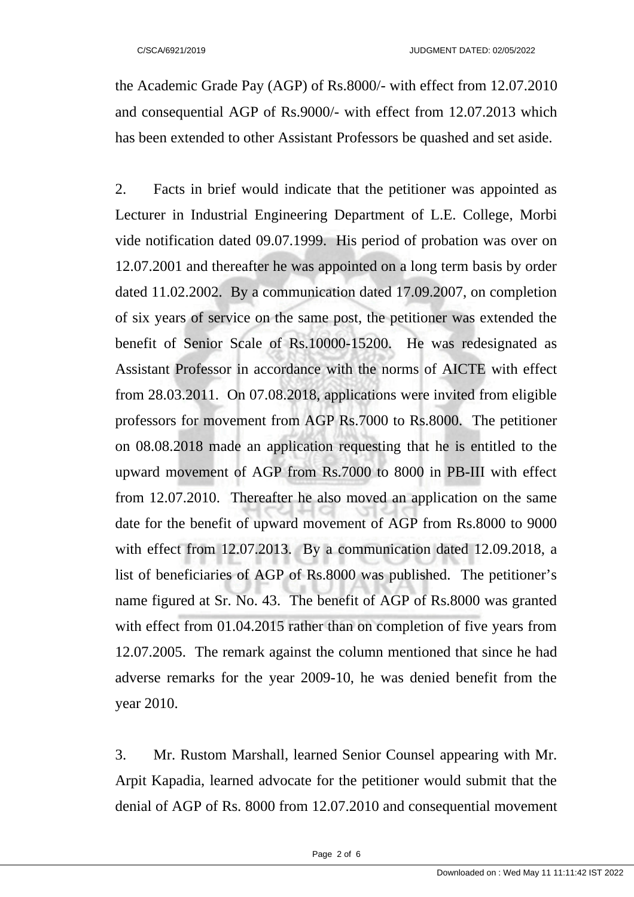the Academic Grade Pay (AGP) of Rs.8000/- with effect from 12.07.2010 and consequential AGP of Rs.9000/- with effect from 12.07.2013 which has been extended to other Assistant Professors be quashed and set aside.

2. Facts in brief would indicate that the petitioner was appointed as Lecturer in Industrial Engineering Department of L.E. College, Morbi vide notification dated 09.07.1999. His period of probation was over on 12.07.2001 and thereafter he was appointed on a long term basis by order dated 11.02.2002. By a communication dated 17.09.2007, on completion of six years of service on the same post, the petitioner was extended the benefit of Senior Scale of Rs.10000-15200. He was redesignated as Assistant Professor in accordance with the norms of AICTE with effect from 28.03.2011. On 07.08.2018, applications were invited from eligible professors for movement from AGP Rs.7000 to Rs.8000. The petitioner on 08.08.2018 made an application requesting that he is entitled to the upward movement of AGP from Rs.7000 to 8000 in PB-III with effect from 12.07.2010. Thereafter he also moved an application on the same date for the benefit of upward movement of AGP from Rs.8000 to 9000 with effect from 12.07.2013. By a communication dated 12.09.2018, a list of beneficiaries of AGP of Rs.8000 was published. The petitioner's name figured at Sr. No. 43. The benefit of AGP of Rs.8000 was granted with effect from 01.04.2015 rather than on completion of five years from 12.07.2005. The remark against the column mentioned that since he had adverse remarks for the year 2009-10, he was denied benefit from the year 2010.

3. Mr. Rustom Marshall, learned Senior Counsel appearing with Mr. Arpit Kapadia, learned advocate for the petitioner would submit that the denial of AGP of Rs. 8000 from 12.07.2010 and consequential movement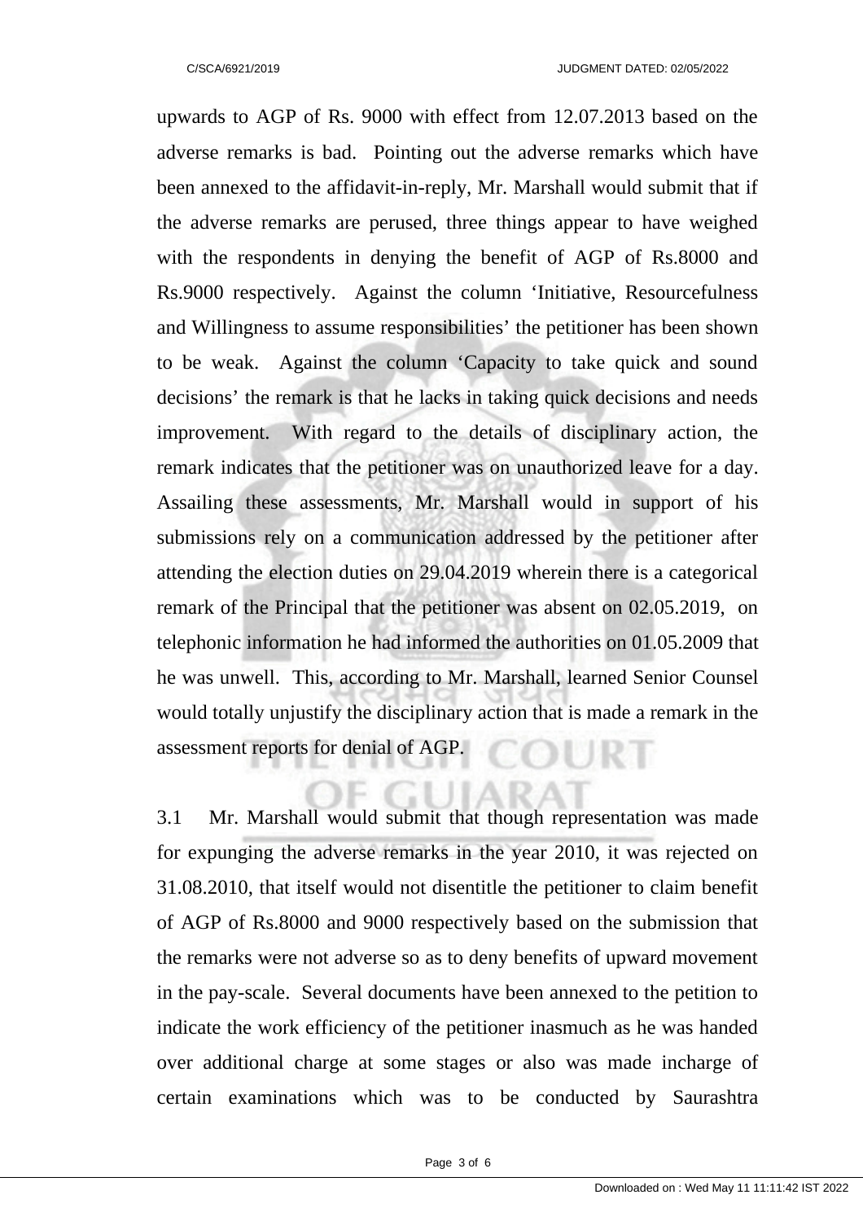upwards to AGP of Rs. 9000 with effect from 12.07.2013 based on the adverse remarks is bad. Pointing out the adverse remarks which have been annexed to the affidavit-in-reply, Mr. Marshall would submit that if the adverse remarks are perused, three things appear to have weighed with the respondents in denying the benefit of AGP of Rs.8000 and Rs.9000 respectively. Against the column 'Initiative, Resourcefulness and Willingness to assume responsibilities' the petitioner has been shown to be weak. Against the column 'Capacity to take quick and sound decisions' the remark is that he lacks in taking quick decisions and needs improvement. With regard to the details of disciplinary action, the remark indicates that the petitioner was on unauthorized leave for a day. Assailing these assessments, Mr. Marshall would in support of his submissions rely on a communication addressed by the petitioner after attending the election duties on 29.04.2019 wherein there is a categorical remark of the Principal that the petitioner was absent on 02.05.2019, on telephonic information he had informed the authorities on 01.05.2009 that he was unwell. This, according to Mr. Marshall, learned Senior Counsel would totally unjustify the disciplinary action that is made a remark in the assessment reports for denial of AGP.

3.1 Mr. Marshall would submit that though representation was made for expunging the adverse remarks in the year 2010, it was rejected on 31.08.2010, that itself would not disentitle the petitioner to claim benefit of AGP of Rs.8000 and 9000 respectively based on the submission that the remarks were not adverse so as to deny benefits of upward movement in the pay-scale. Several documents have been annexed to the petition to indicate the work efficiency of the petitioner inasmuch as he was handed over additional charge at some stages or also was made incharge of certain examinations which was to be conducted by Saurashtra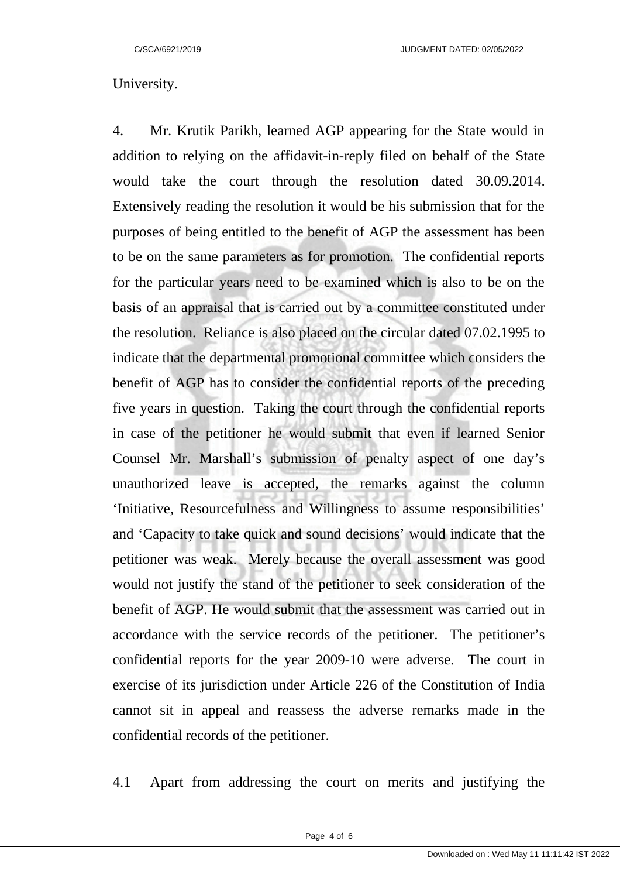University.

4. Mr. Krutik Parikh, learned AGP appearing for the State would in addition to relying on the affidavit-in-reply filed on behalf of the State would take the court through the resolution dated 30.09.2014. Extensively reading the resolution it would be his submission that for the purposes of being entitled to the benefit of AGP the assessment has been to be on the same parameters as for promotion. The confidential reports for the particular years need to be examined which is also to be on the basis of an appraisal that is carried out by a committee constituted under the resolution. Reliance is also placed on the circular dated 07.02.1995 to indicate that the departmental promotional committee which considers the benefit of AGP has to consider the confidential reports of the preceding five years in question. Taking the court through the confidential reports in case of the petitioner he would submit that even if learned Senior Counsel Mr. Marshall's submission of penalty aspect of one day's unauthorized leave is accepted, the remarks against the column 'Initiative, Resourcefulness and Willingness to assume responsibilities' and 'Capacity to take quick and sound decisions' would indicate that the petitioner was weak. Merely because the overall assessment was good would not justify the stand of the petitioner to seek consideration of the benefit of AGP. He would submit that the assessment was carried out in accordance with the service records of the petitioner. The petitioner's confidential reports for the year 2009-10 were adverse. The court in exercise of its jurisdiction under Article 226 of the Constitution of India cannot sit in appeal and reassess the adverse remarks made in the confidential records of the petitioner.

4.1 Apart from addressing the court on merits and justifying the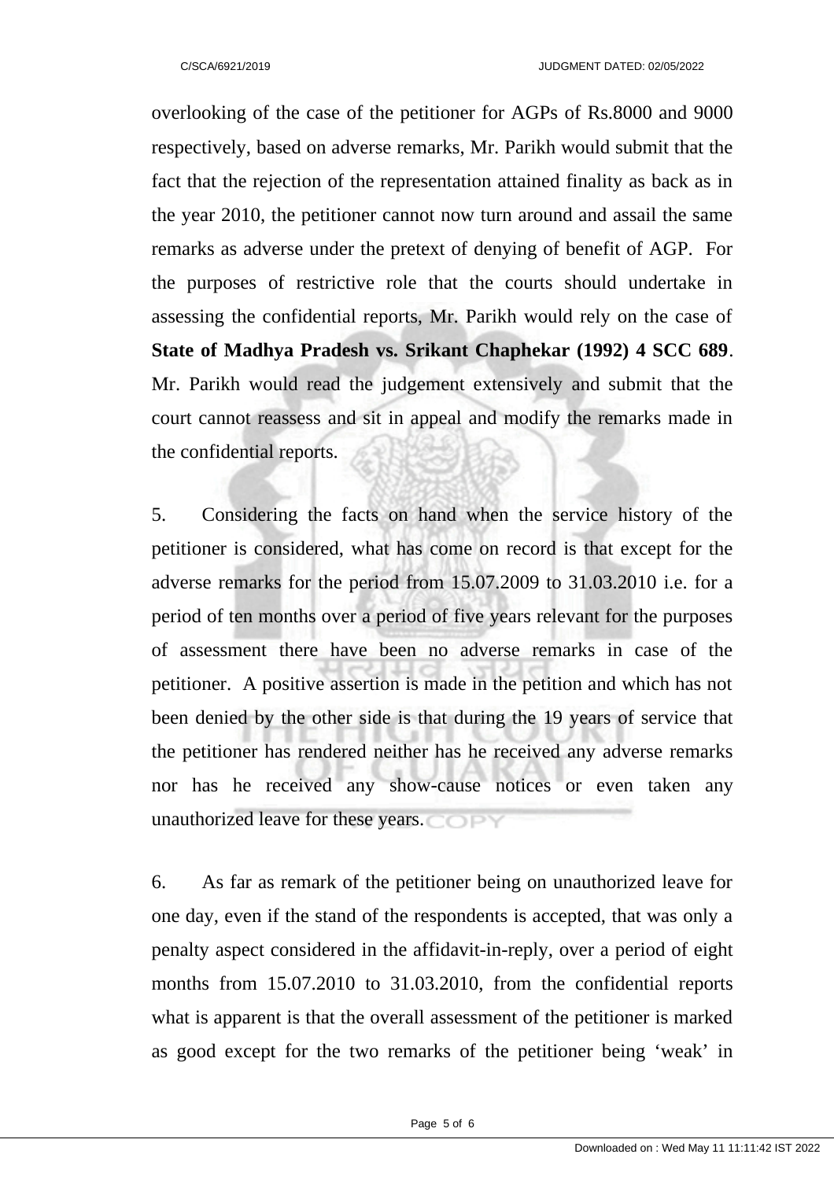overlooking of the case of the petitioner for AGPs of Rs.8000 and 9000 respectively, based on adverse remarks, Mr. Parikh would submit that the fact that the rejection of the representation attained finality as back as in the year 2010, the petitioner cannot now turn around and assail the same remarks as adverse under the pretext of denying of benefit of AGP. For the purposes of restrictive role that the courts should undertake in assessing the confidential reports, Mr. Parikh would rely on the case of **State of Madhya Pradesh vs. Srikant Chaphekar (1992) 4 SCC 689**. Mr. Parikh would read the judgement extensively and submit that the court cannot reassess and sit in appeal and modify the remarks made in the confidential reports.

5. Considering the facts on hand when the service history of the petitioner is considered, what has come on record is that except for the adverse remarks for the period from 15.07.2009 to 31.03.2010 i.e. for a period of ten months over a period of five years relevant for the purposes of assessment there have been no adverse remarks in case of the petitioner. A positive assertion is made in the petition and which has not been denied by the other side is that during the 19 years of service that the petitioner has rendered neither has he received any adverse remarks nor has he received any show-cause notices or even taken any unauthorized leave for these years.

6. As far as remark of the petitioner being on unauthorized leave for one day, even if the stand of the respondents is accepted, that was only a penalty aspect considered in the affidavit-in-reply, over a period of eight months from 15.07.2010 to 31.03.2010, from the confidential reports what is apparent is that the overall assessment of the petitioner is marked as good except for the two remarks of the petitioner being 'weak' in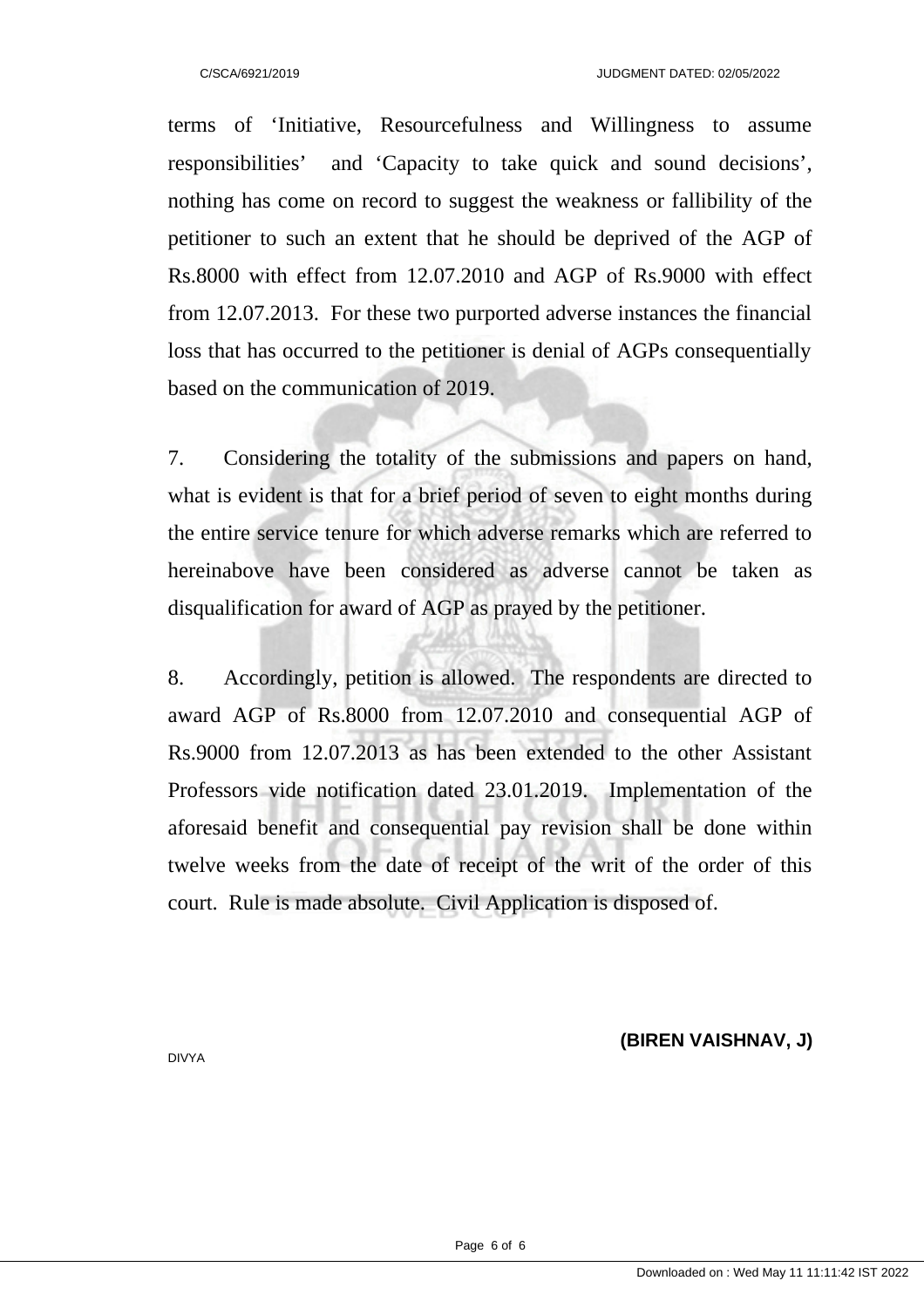terms of 'Initiative, Resourcefulness and Willingness to assume responsibilities' and 'Capacity to take quick and sound decisions', nothing has come on record to suggest the weakness or fallibility of the petitioner to such an extent that he should be deprived of the AGP of Rs.8000 with effect from 12.07.2010 and AGP of Rs.9000 with effect from 12.07.2013. For these two purported adverse instances the financial loss that has occurred to the petitioner is denial of AGPs consequentially based on the communication of 2019.

7. Considering the totality of the submissions and papers on hand, what is evident is that for a brief period of seven to eight months during the entire service tenure for which adverse remarks which are referred to hereinabove have been considered as adverse cannot be taken as disqualification for award of AGP as prayed by the petitioner.

8. Accordingly, petition is allowed. The respondents are directed to award AGP of Rs.8000 from 12.07.2010 and consequential AGP of Rs.9000 from 12.07.2013 as has been extended to the other Assistant Professors vide notification dated 23.01.2019. Implementation of the aforesaid benefit and consequential pay revision shall be done within twelve weeks from the date of receipt of the writ of the order of this court. Rule is made absolute. Civil Application is disposed of.

**(BIREN VAISHNAV, J)**

DIVYA